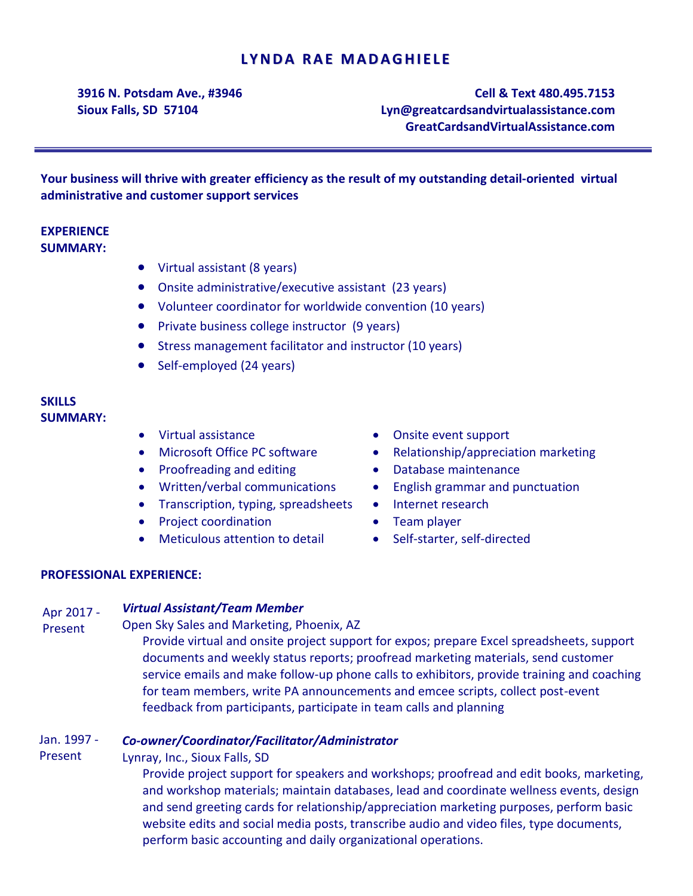# LYNDA RAE MADAGHIELE

**3916 N. Potsdam Ave., #3946**
**Sioux Falls, SD 57104**

**Cell & Text 480.495.7153**
**Lyn@greatcardsandvirtualassistance.com**
**GreatCardsandVirtualAssistance.com**

---

**Your business will thrive with greater efficiency as the result of my outstanding detail-oriented virtual administrative and customer support services**

## EXPERIENCE SUMMARY:

- Virtual assistant (8 years)
- Onsite administrative/executive assistant (23 years)
- Volunteer coordinator for worldwide convention (10 years)
- Private business college instructor (9 years)
- Stress management facilitator and instructor (10 years)
- Self-employed (24 years)

## SKILLS SUMMARY:

- Virtual assistance
- Microsoft Office PC software
- Proofreading and editing
- Written/verbal communications
- Transcription, typing, spreadsheets
- Project coordination
- Meticulous attention to detail
- Onsite event support
- Relationship/appreciation marketing
- Database maintenance
- English grammar and punctuation
- Internet research
- Team player
- Self-starter, self-directed

## PROFESSIONAL EXPERIENCE:

Apr 2017 - Present

***Virtual Assistant/Team Member***
Open Sky Sales and Marketing, Phoenix, AZ

Provide virtual and onsite project support for expos; prepare Excel spreadsheets, support documents and weekly status reports; proofread marketing materials, send customer service emails and make follow-up phone calls to exhibitors, provide training and coaching for team members, write PA announcements and emcee scripts, collect post-event feedback from participants, participate in team calls and planning

Jan. 1997 - Present

***Co-owner/Coordinator/Facilitator/Administrator***
Lynray, Inc., Sioux Falls, SD

Provide project support for speakers and workshops; proofread and edit books, marketing, and workshop materials; maintain databases, lead and coordinate wellness events, design and send greeting cards for relationship/appreciation marketing purposes, perform basic website edits and social media posts, transcribe audio and video files, type documents, perform basic accounting and daily organizational operations.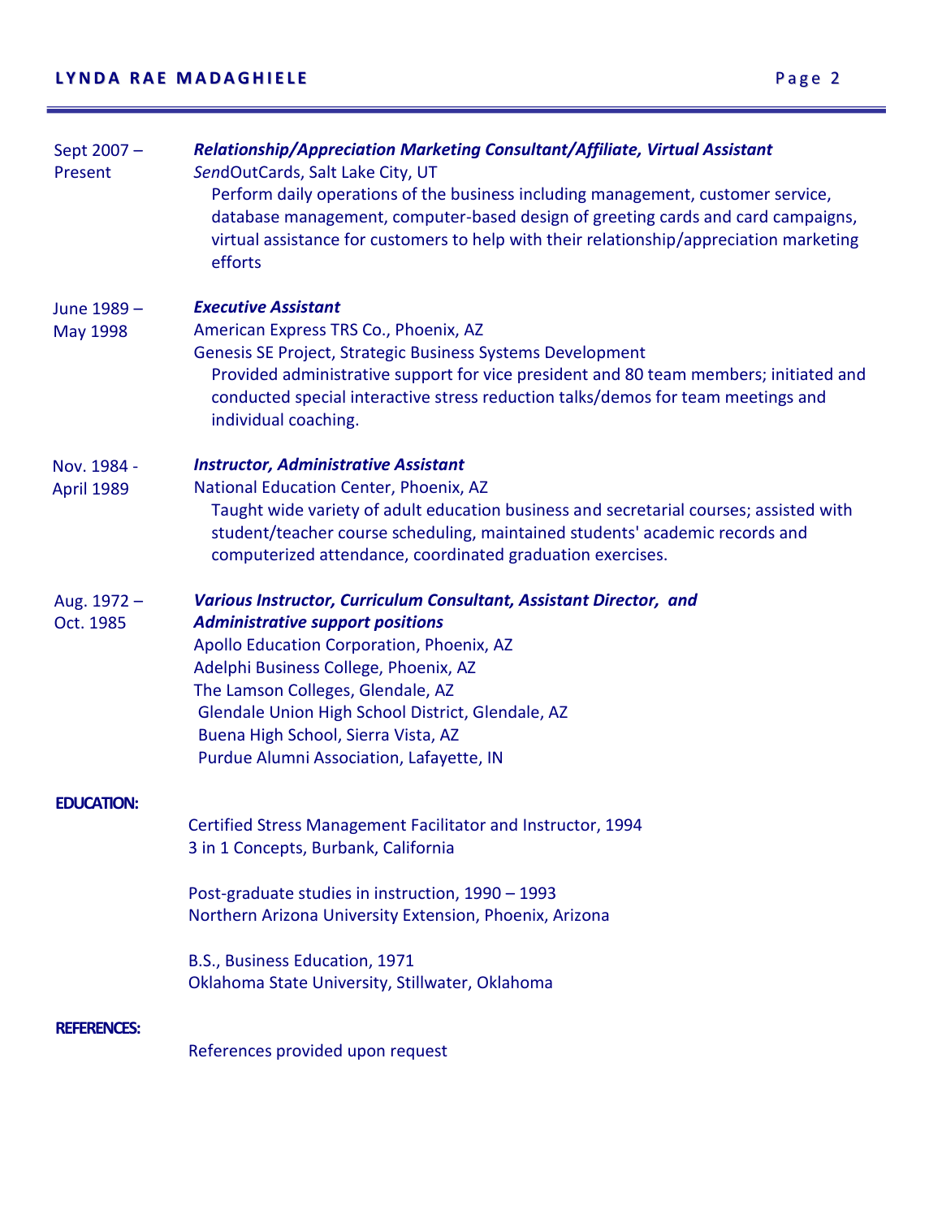**Sept 2007 – Present**

***Relationship/Appreciation Marketing Consultant/Affiliate, Virtual Assistant***
*Sen*dOutCards, Salt Lake City, UT

Perform daily operations of the business including management, customer service, database management, computer-based design of greeting cards and card campaigns, virtual assistance for customers to help with their relationship/appreciation marketing efforts

**June 1989 – May 1998**

***Executive Assistant***
American Express TRS Co., Phoenix, AZ
Genesis SE Project, Strategic Business Systems Development

Provided administrative support for vice president and 80 team members; initiated and conducted special interactive stress reduction talks/demos for team meetings and individual coaching.

**Nov. 1984 - April 1989**

***Instructor, Administrative Assistant***
National Education Center, Phoenix, AZ

Taught wide variety of adult education business and secretarial courses; assisted with student/teacher course scheduling, maintained students' academic records and computerized attendance, coordinated graduation exercises.

**Aug. 1972 – Oct. 1985**

***Various Instructor, Curriculum Consultant, Assistant Director, and Administrative support positions***
Apollo Education Corporation, Phoenix, AZ
Adelphi Business College, Phoenix, AZ
The Lamson Colleges, Glendale, AZ
Glendale Union High School District, Glendale, AZ
Buena High School, Sierra Vista, AZ
Purdue Alumni Association, Lafayette, IN

## EDUCATION:

Certified Stress Management Facilitator and Instructor, 1994
3 in 1 Concepts, Burbank, California

Post-graduate studies in instruction, 1990 – 1993
Northern Arizona University Extension, Phoenix, Arizona

B.S., Business Education, 1971
Oklahoma State University, Stillwater, Oklahoma

## REFERENCES:

References provided upon request